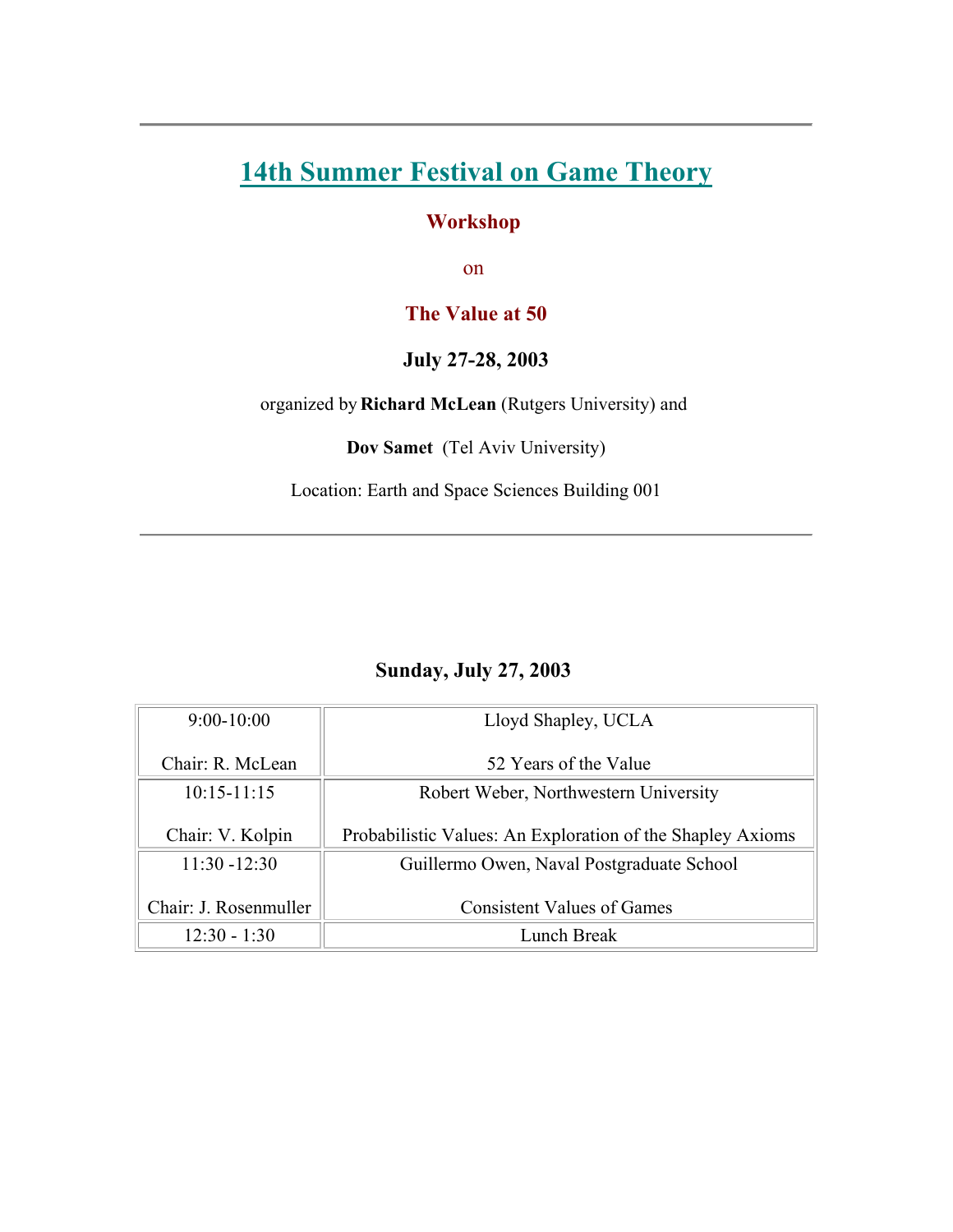---

# 14th Summer Festival on Game Theory

### Workshop

on

### The Value at 50

### July 27-28, 2003

organized by **Richard McLean** (Rutgers University) and

**Dov Samet** (Tel Aviv University)

Location: Earth and Space Sciences Building 001

---

## Sunday, July 27, 2003

| | |
|---|---|
| 9:00-10:00<br><br>Chair: R. McLean | Lloyd Shapley, UCLA<br><br>52 Years of the Value |
| 10:15-11:15<br><br>Chair: V. Kolpin | Robert Weber, Northwestern University<br><br>Probabilistic Values: An Exploration of the Shapley Axioms |
| 11:30 -12:30<br><br>Chair: J. Rosenmuller | Guillermo Owen, Naval Postgraduate School<br><br>Consistent Values of Games |
| 12:30 - 1:30 | Lunch Break |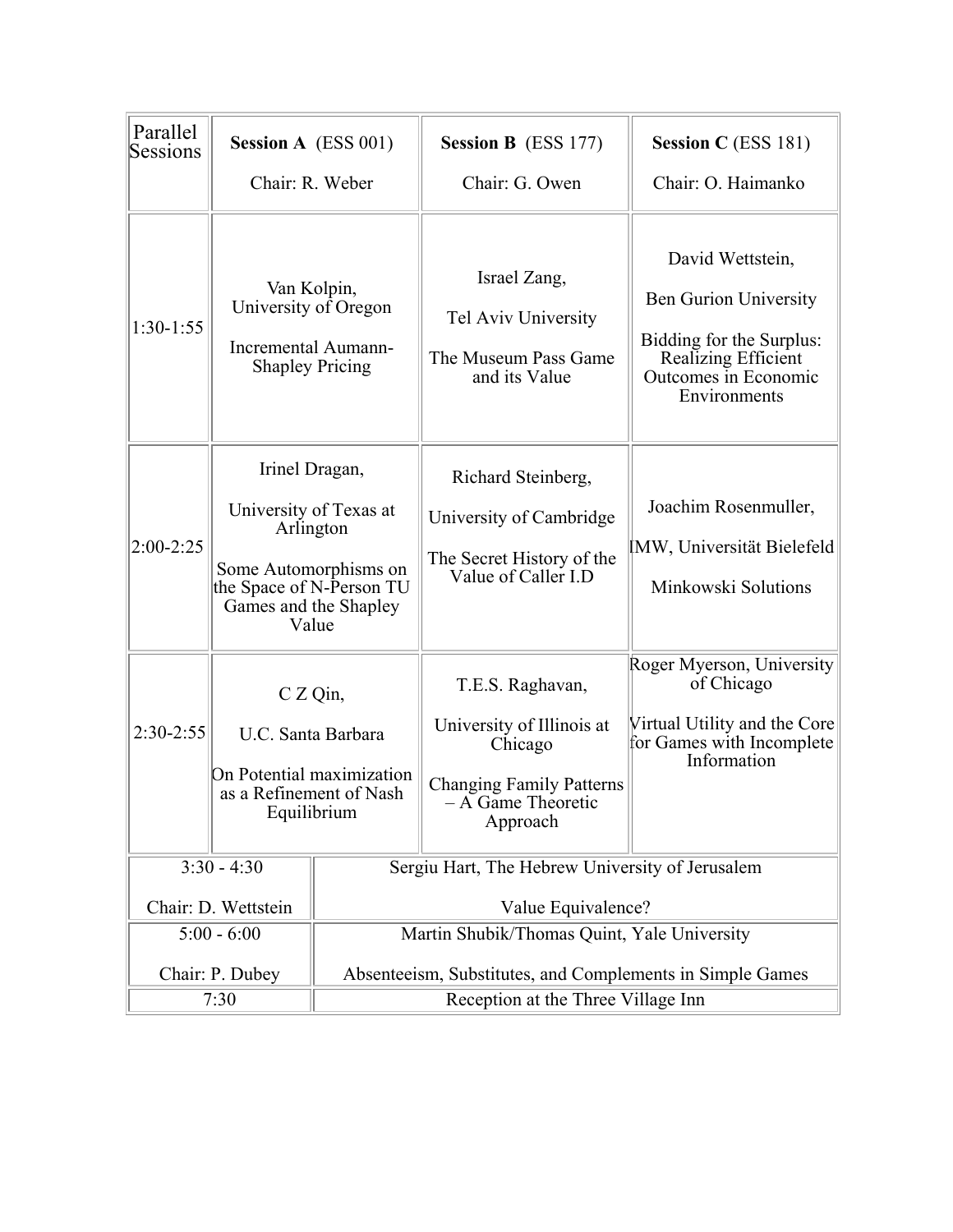| Parallel Sessions | **Session A** (ESS 001) Chair: R. Weber | **Session B** (ESS 177) Chair: G. Owen | **Session C** (ESS 181) Chair: O. Haimanko |
|---|---|---|---|
| 1:30-1:55 | Van Kolpin, University of Oregon<br>Incremental Aumann-Shapley Pricing | Israel Zang, Tel Aviv University<br>The Museum Pass Game and its Value | David Wettstein, Ben Gurion University<br>Bidding for the Surplus: Realizing Efficient Outcomes in Economic Environments |
| 2:00-2:25 | Irinel Dragan, University of Texas at Arlington<br>Some Automorphisms on the Space of N-Person TU Games and the Shapley Value | Richard Steinberg, University of Cambridge<br>The Secret History of the Value of Caller I.D | Joachim Rosenmuller, IMW, Universität Bielefeld<br>Minkowski Solutions |
| 2:30-2:55 | C Z Qin, U.C. Santa Barbara<br>On Potential maximization as a Refinement of Nash Equilibrium | T.E.S. Raghavan, University of Illinois at Chicago<br>Changing Family Patterns – A Game Theoretic Approach | Roger Myerson, University of Chicago<br>Virtual Utility and the Core for Games with Incomplete Information |

| Time | Event |
|---|---|
| 3:30 - 4:30<br>Chair: D. Wettstein | Sergiu Hart, The Hebrew University of Jerusalem<br>Value Equivalence? |
| 5:00 - 6:00<br>Chair: P. Dubey | Martin Shubik/Thomas Quint, Yale University<br>Absenteeism, Substitutes, and Complements in Simple Games |
| 7:30 | Reception at the Three Village Inn |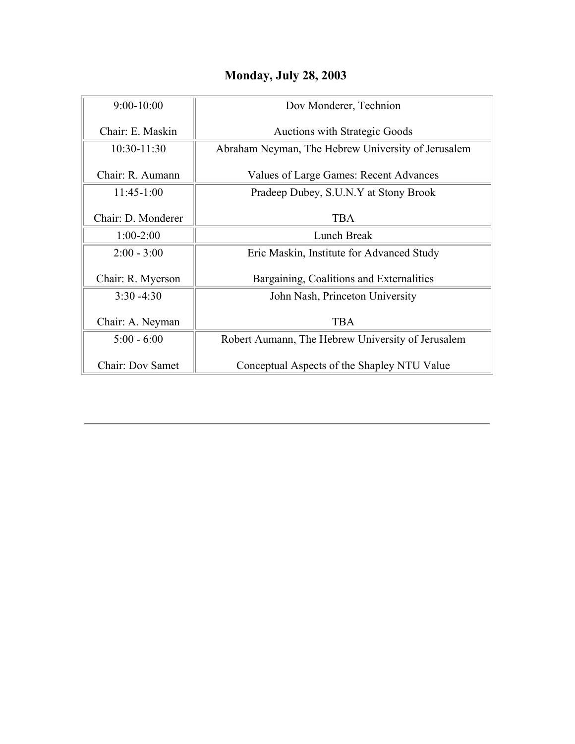## Monday, July 28, 2003

| | |
|---|---|
| 9:00-10:00<br><br>Chair: E. Maskin | Dov Monderer, Technion<br><br>Auctions with Strategic Goods |
| 10:30-11:30<br><br>Chair: R. Aumann | Abraham Neyman, The Hebrew University of Jerusalem<br><br>Values of Large Games: Recent Advances |
| 11:45-1:00<br><br>Chair: D. Monderer | Pradeep Dubey, S.U.N.Y at Stony Brook<br><br>TBA |
| 1:00-2:00 | Lunch Break |
| 2:00 - 3:00<br><br>Chair: R. Myerson | Eric Maskin, Institute for Advanced Study<br><br>Bargaining, Coalitions and Externalities |
| 3:30 -4:30<br><br>Chair: A. Neyman | John Nash, Princeton University<br><br>TBA |
| 5:00 - 6:00<br><br>Chair: Dov Samet | Robert Aumann, The Hebrew University of Jerusalem<br><br>Conceptual Aspects of the Shapley NTU Value |

---